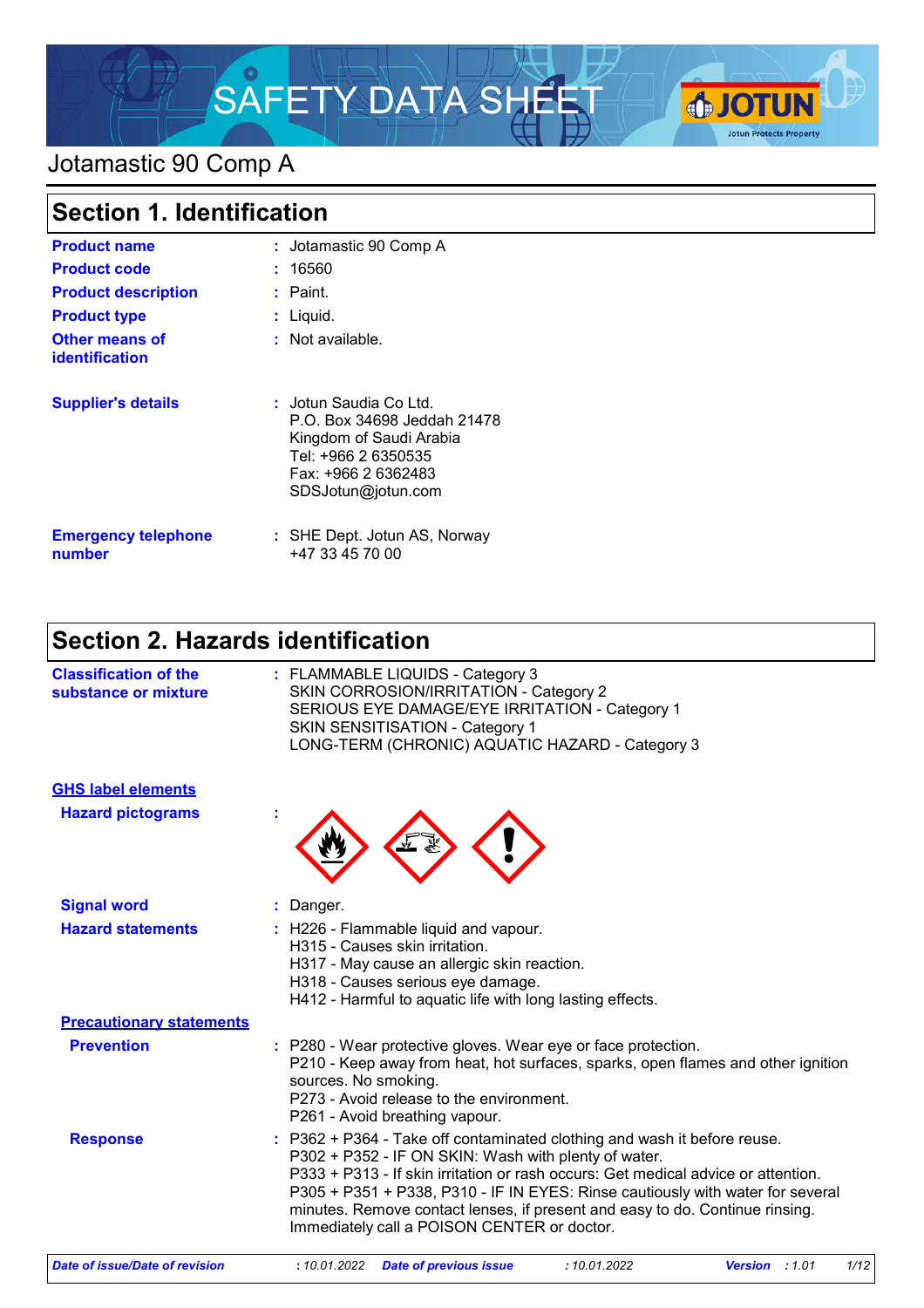# SAFETY DATA SHEET

## Jotamastic 90 Comp A

## Section 1. Identification

**Product name** : Jotamastic 90 Comp A

**Product code** : 16560

**Product description** : Paint.

**Product type** : Liquid.

**Other means of identification** : Not available.

**Supplier's details** : Jotun Saudia Co Ltd.
P.O. Box 34698 Jeddah 21478
Kingdom of Saudi Arabia
Tel: +966 2 6350535
Fax: +966 2 6362483
SDSJotun@jotun.com

**Emergency telephone number** : SHE Dept. Jotun AS, Norway
+47 33 45 70 00

## Section 2. Hazards identification

**Classification of the substance or mixture** : FLAMMABLE LIQUIDS - Category 3
SKIN CORROSION/IRRITATION - Category 2
SERIOUS EYE DAMAGE/EYE IRRITATION - Category 1
SKIN SENSITISATION - Category 1
LONG-TERM (CHRONIC) AQUATIC HAZARD - Category 3

### GHS label elements

**Hazard pictograms** :

**Signal word** : Danger.

**Hazard statements** : H226 - Flammable liquid and vapour.
H315 - Causes skin irritation.
H317 - May cause an allergic skin reaction.
H318 - Causes serious eye damage.
H412 - Harmful to aquatic life with long lasting effects.

### Precautionary statements

**Prevention** : P280 - Wear protective gloves. Wear eye or face protection.
P210 - Keep away from heat, hot surfaces, sparks, open flames and other ignition sources. No smoking.
P273 - Avoid release to the environment.
P261 - Avoid breathing vapour.

**Response** : P362 + P364 - Take off contaminated clothing and wash it before reuse.
P302 + P352 - IF ON SKIN: Wash with plenty of water.
P333 + P313 - If skin irritation or rash occurs: Get medical advice or attention.
P305 + P351 + P338, P310 - IF IN EYES: Rinse cautiously with water for several minutes. Remove contact lenses, if present and easy to do. Continue rinsing. Immediately call a POISON CENTER or doctor.

*Date of issue/Date of revision* : 10.01.2022 *Date of previous issue* : 10.01.2022 *Version* : 1.01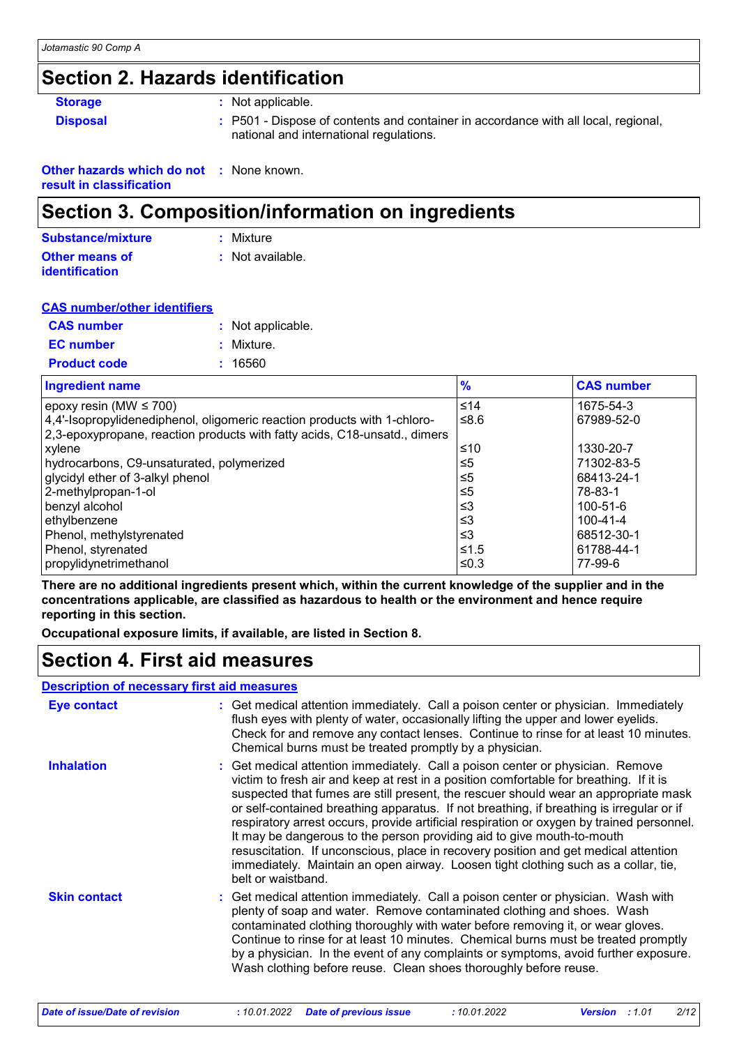## Section 2. Hazards identification

**Storage** : Not applicable.

**Disposal** : P501 - Dispose of contents and container in accordance with all local, regional, national and international regulations.

**Other hazards which do not result in classification** : None known.

## Section 3. Composition/information on ingredients

**Substance/mixture** : Mixture

**Other means of identification** : Not available.

**CAS number/other identifiers**

**CAS number** : Not applicable.

**EC number** : Mixture.

**Product code** : 16560

| Ingredient name | % | CAS number |
|---|---|---|
| epoxy resin (MW ≤ 700) | ≤14 | 1675-54-3 |
| 4,4'-Isopropylidenediphenol, oligomeric reaction products with 1-chloro-2,3-epoxypropane, reaction products with fatty acids, C18-unsatd., dimers | ≤8.6 | 67989-52-0 |
| xylene | ≤10 | 1330-20-7 |
| hydrocarbons, C9-unsaturated, polymerized | ≤5 | 71302-83-5 |
| glycidyl ether of 3-alkyl phenol | ≤5 | 68413-24-1 |
| 2-methylpropan-1-ol | ≤5 | 78-83-1 |
| benzyl alcohol | ≤3 | 100-51-6 |
| ethylbenzene | ≤3 | 100-41-4 |
| Phenol, methylstyrenated | ≤3 | 68512-30-1 |
| Phenol, styrenated | ≤1.5 | 61788-44-1 |
| propylidynetrimethanol | ≤0.3 | 77-99-6 |

**There are no additional ingredients present which, within the current knowledge of the supplier and in the concentrations applicable, are classified as hazardous to health or the environment and hence require reporting in this section.**

**Occupational exposure limits, if available, are listed in Section 8.**

## Section 4. First aid measures

**Description of necessary first aid measures**

**Eye contact** : Get medical attention immediately. Call a poison center or physician. Immediately flush eyes with plenty of water, occasionally lifting the upper and lower eyelids. Check for and remove any contact lenses. Continue to rinse for at least 10 minutes. Chemical burns must be treated promptly by a physician.

**Inhalation** : Get medical attention immediately. Call a poison center or physician. Remove victim to fresh air and keep at rest in a position comfortable for breathing. If it is suspected that fumes are still present, the rescuer should wear an appropriate mask or self-contained breathing apparatus. If not breathing, if breathing is irregular or if respiratory arrest occurs, provide artificial respiration or oxygen by trained personnel. It may be dangerous to the person providing aid to give mouth-to-mouth resuscitation. If unconscious, place in recovery position and get medical attention immediately. Maintain an open airway. Loosen tight clothing such as a collar, tie, belt or waistband.

**Skin contact** : Get medical attention immediately. Call a poison center or physician. Wash with plenty of soap and water. Remove contaminated clothing and shoes. Wash contaminated clothing thoroughly with water before removing it, or wear gloves. Continue to rinse for at least 10 minutes. Chemical burns must be treated promptly by a physician. In the event of any complaints or symptoms, avoid further exposure. Wash clothing before reuse. Clean shoes thoroughly before reuse.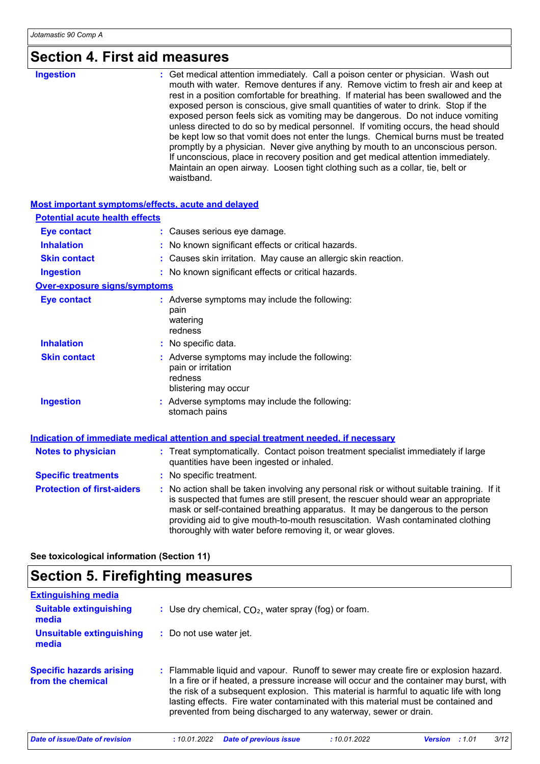# Section 4. First aid measures

**Ingestion** : Get medical attention immediately. Call a poison center or physician. Wash out mouth with water. Remove dentures if any. Remove victim to fresh air and keep at rest in a position comfortable for breathing. If material has been swallowed and the exposed person is conscious, give small quantities of water to drink. Stop if the exposed person feels sick as vomiting may be dangerous. Do not induce vomiting unless directed to do so by medical personnel. If vomiting occurs, the head should be kept low so that vomit does not enter the lungs. Chemical burns must be treated promptly by a physician. Never give anything by mouth to an unconscious person. If unconscious, place in recovery position and get medical attention immediately. Maintain an open airway. Loosen tight clothing such as a collar, tie, belt or waistband.

## Most important symptoms/effects, acute and delayed

### Potential acute health effects

**Eye contact** : Causes serious eye damage.

**Inhalation** : No known significant effects or critical hazards.

**Skin contact** : Causes skin irritation. May cause an allergic skin reaction.

**Ingestion** : No known significant effects or critical hazards.

### Over-exposure signs/symptoms

**Eye contact** : Adverse symptoms may include the following:
pain
watering
redness

**Inhalation** : No specific data.

**Skin contact** : Adverse symptoms may include the following:
pain or irritation
redness
blistering may occur

**Ingestion** : Adverse symptoms may include the following:
stomach pains

## Indication of immediate medical attention and special treatment needed, if necessary

**Notes to physician** : Treat symptomatically. Contact poison treatment specialist immediately if large quantities have been ingested or inhaled.

**Specific treatments** : No specific treatment.

**Protection of first-aiders** : No action shall be taken involving any personal risk or without suitable training. If it is suspected that fumes are still present, the rescuer should wear an appropriate mask or self-contained breathing apparatus. It may be dangerous to the person providing aid to give mouth-to-mouth resuscitation. Wash contaminated clothing thoroughly with water before removing it, or wear gloves.

**See toxicological information (Section 11)**

# Section 5. Firefighting measures

## Extinguishing media

**Suitable extinguishing media** : Use dry chemical, $CO_2$, water spray (fog) or foam.

**Unsuitable extinguishing media** : Do not use water jet.

**Specific hazards arising from the chemical** : Flammable liquid and vapour. Runoff to sewer may create fire or explosion hazard. In a fire or if heated, a pressure increase will occur and the container may burst, with the risk of a subsequent explosion. This material is harmful to aquatic life with long lasting effects. Fire water contaminated with this material must be contained and prevented from being discharged to any waterway, sewer or drain.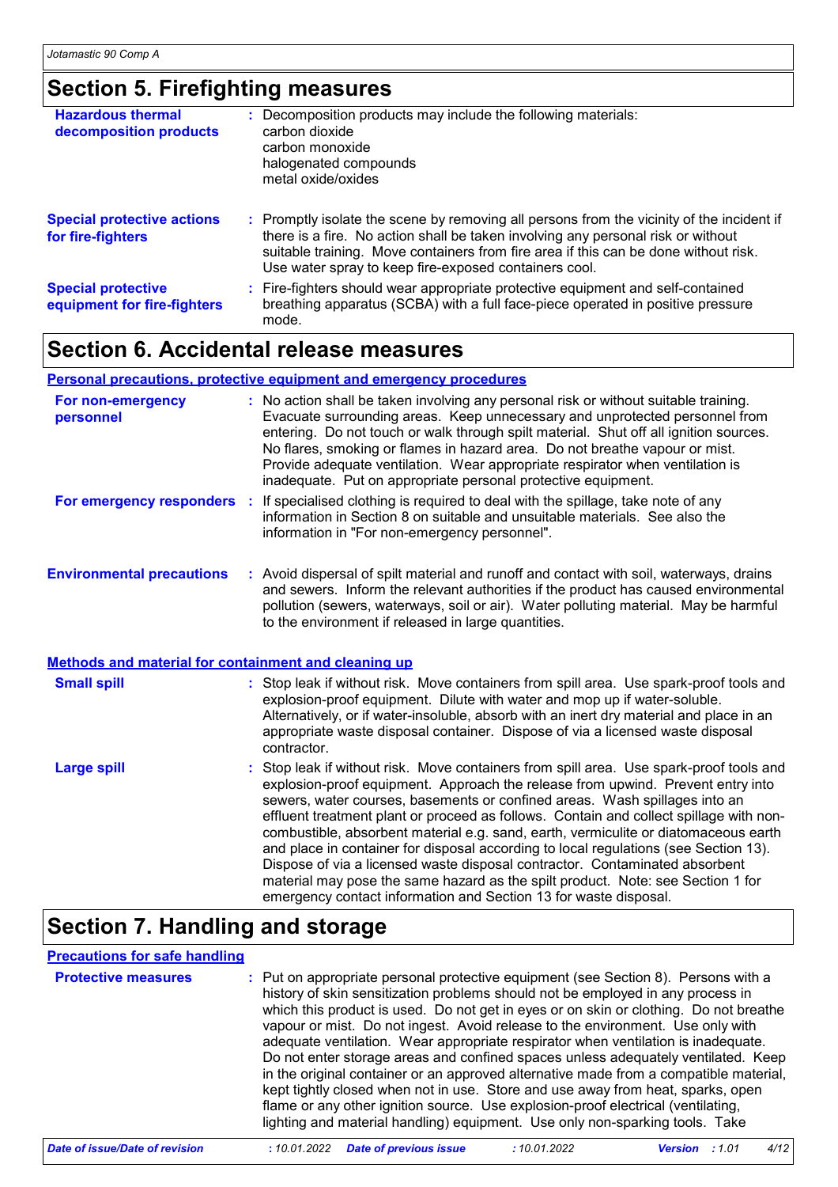## Section 5. Firefighting measures

| | |
|---|---|
| **Hazardous thermal decomposition products** | Decomposition products may include the following materials: carbon dioxide, carbon monoxide, halogenated compounds, metal oxide/oxides |
| **Special protective actions for fire-fighters** | Promptly isolate the scene by removing all persons from the vicinity of the incident if there is a fire. No action shall be taken involving any personal risk or without suitable training. Move containers from fire area if this can be done without risk. Use water spray to keep fire-exposed containers cool. |
| **Special protective equipment for fire-fighters** | Fire-fighters should wear appropriate protective equipment and self-contained breathing apparatus (SCBA) with a full face-piece operated in positive pressure mode. |

## Section 6. Accidental release measures

### Personal precautions, protective equipment and emergency procedures

**For non-emergency personnel** : No action shall be taken involving any personal risk or without suitable training. Evacuate surrounding areas. Keep unnecessary and unprotected personnel from entering. Do not touch or walk through spilt material. Shut off all ignition sources. No flares, smoking or flames in hazard area. Do not breathe vapour or mist. Provide adequate ventilation. Wear appropriate respirator when ventilation is inadequate. Put on appropriate personal protective equipment.

**For emergency responders** : If specialised clothing is required to deal with the spillage, take note of any information in Section 8 on suitable and unsuitable materials. See also the information in "For non-emergency personnel".

**Environmental precautions** : Avoid dispersal of spilt material and runoff and contact with soil, waterways, drains and sewers. Inform the relevant authorities if the product has caused environmental pollution (sewers, waterways, soil or air). Water polluting material. May be harmful to the environment if released in large quantities.

### Methods and material for containment and cleaning up

**Small spill** : Stop leak if without risk. Move containers from spill area. Use spark-proof tools and explosion-proof equipment. Dilute with water and mop up if water-soluble. Alternatively, or if water-insoluble, absorb with an inert dry material and place in an appropriate waste disposal container. Dispose of via a licensed waste disposal contractor.

**Large spill** : Stop leak if without risk. Move containers from spill area. Use spark-proof tools and explosion-proof equipment. Approach the release from upwind. Prevent entry into sewers, water courses, basements or confined areas. Wash spillages into an effluent treatment plant or proceed as follows. Contain and collect spillage with non-combustible, absorbent material e.g. sand, earth, vermiculite or diatomaceous earth and place in container for disposal according to local regulations (see Section 13). Dispose of via a licensed waste disposal contractor. Contaminated absorbent material may pose the same hazard as the spilt product. Note: see Section 1 for emergency contact information and Section 13 for waste disposal.

## Section 7. Handling and storage

### Precautions for safe handling

**Protective measures** : Put on appropriate personal protective equipment (see Section 8). Persons with a history of skin sensitization problems should not be employed in any process in which this product is used. Do not get in eyes or on skin or clothing. Do not breathe vapour or mist. Do not ingest. Avoid release to the environment. Use only with adequate ventilation. Wear appropriate respirator when ventilation is inadequate. Do not enter storage areas and confined spaces unless adequately ventilated. Keep in the original container or an approved alternative made from a compatible material, kept tightly closed when not in use. Store and use away from heat, sparks, open flame or any other ignition source. Use explosion-proof electrical (ventilating, lighting and material handling) equipment. Use only non-sparking tools. Take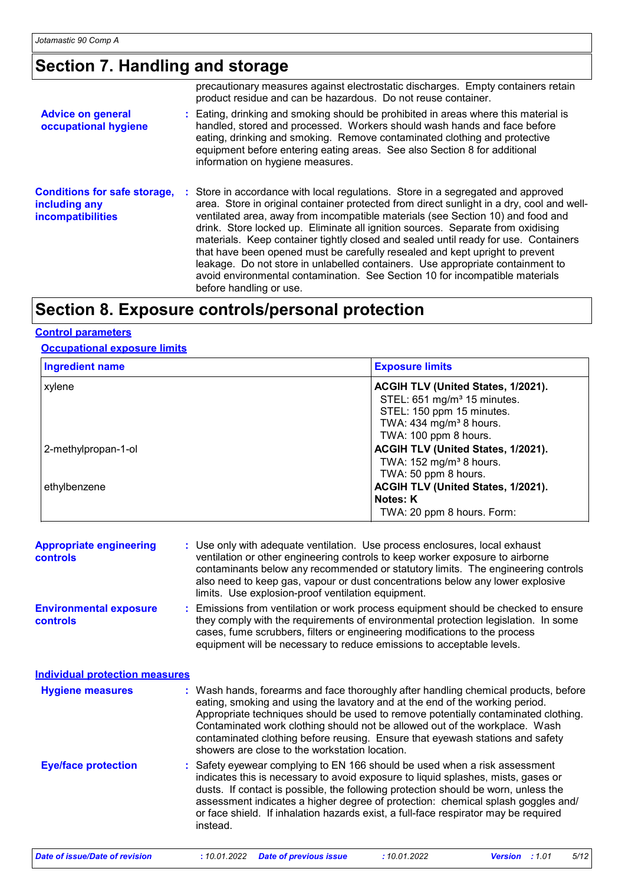## Section 7. Handling and storage

precautionary measures against electrostatic discharges. Empty containers retain product residue and can be hazardous. Do not reuse container.

**Advice on general occupational hygiene** : Eating, drinking and smoking should be prohibited in areas where this material is handled, stored and processed. Workers should wash hands and face before eating, drinking and smoking. Remove contaminated clothing and protective equipment before entering eating areas. See also Section 8 for additional information on hygiene measures.

**Conditions for safe storage, including any incompatibilities** : Store in accordance with local regulations. Store in a segregated and approved area. Store in original container protected from direct sunlight in a dry, cool and well-ventilated area, away from incompatible materials (see Section 10) and food and drink. Store locked up. Eliminate all ignition sources. Separate from oxidising materials. Keep container tightly closed and sealed until ready for use. Containers that have been opened must be carefully resealed and kept upright to prevent leakage. Do not store in unlabelled containers. Use appropriate containment to avoid environmental contamination. See Section 10 for incompatible materials before handling or use.

## Section 8. Exposure controls/personal protection

### Control parameters

#### Occupational exposure limits

| Ingredient name | Exposure limits |
|---|---|
| xylene | **ACGIH TLV (United States, 1/2021).**<br>STEL: 651 mg/m³ 15 minutes.<br>STEL: 150 ppm 15 minutes.<br>TWA: 434 mg/m³ 8 hours.<br>TWA: 100 ppm 8 hours. |
| 2-methylpropan-1-ol | **ACGIH TLV (United States, 1/2021).**<br>TWA: 152 mg/m³ 8 hours.<br>TWA: 50 ppm 8 hours. |
| ethylbenzene | **ACGIH TLV (United States, 1/2021).**<br>**Notes: K**<br>TWA: 20 ppm 8 hours. Form: |

**Appropriate engineering controls** : Use only with adequate ventilation. Use process enclosures, local exhaust ventilation or other engineering controls to keep worker exposure to airborne contaminants below any recommended or statutory limits. The engineering controls also need to keep gas, vapour or dust concentrations below any lower explosive limits. Use explosion-proof ventilation equipment.

**Environmental exposure controls** : Emissions from ventilation or work process equipment should be checked to ensure they comply with the requirements of environmental protection legislation. In some cases, fume scrubbers, filters or engineering modifications to the process equipment will be necessary to reduce emissions to acceptable levels.

### Individual protection measures

**Hygiene measures** : Wash hands, forearms and face thoroughly after handling chemical products, before eating, smoking and using the lavatory and at the end of the working period. Appropriate techniques should be used to remove potentially contaminated clothing. Contaminated work clothing should not be allowed out of the workplace. Wash contaminated clothing before reusing. Ensure that eyewash stations and safety showers are close to the workstation location.

**Eye/face protection** : Safety eyewear complying to EN 166 should be used when a risk assessment indicates this is necessary to avoid exposure to liquid splashes, mists, gases or dusts. If contact is possible, the following protection should be worn, unless the assessment indicates a higher degree of protection: chemical splash goggles and/ or face shield. If inhalation hazards exist, a full-face respirator may be required instead.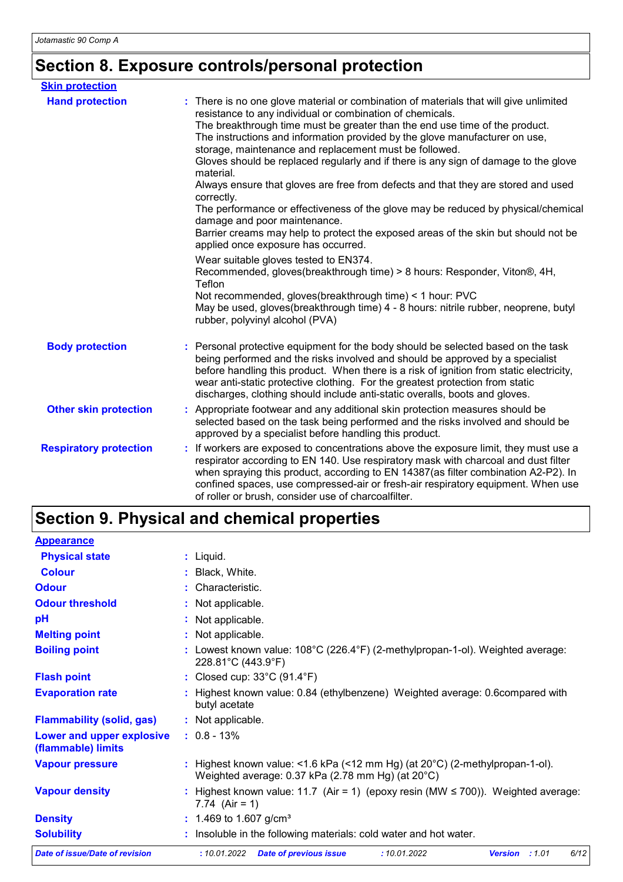## Section 8. Exposure controls/personal protection

**Skin protection**

**Hand protection** : There is no one glove material or combination of materials that will give unlimited resistance to any individual or combination of chemicals.
The breakthrough time must be greater than the end use time of the product.
The instructions and information provided by the glove manufacturer on use, storage, maintenance and replacement must be followed.
Gloves should be replaced regularly and if there is any sign of damage to the glove material.
Always ensure that gloves are free from defects and that they are stored and used correctly.
The performance or effectiveness of the glove may be reduced by physical/chemical damage and poor maintenance.
Barrier creams may help to protect the exposed areas of the skin but should not be applied once exposure has occurred.

Wear suitable gloves tested to EN374.
Recommended, gloves(breakthrough time) > 8 hours: Responder, Viton®, 4H, Teflon
Not recommended, gloves(breakthrough time) < 1 hour: PVC
May be used, gloves(breakthrough time) 4 - 8 hours: nitrile rubber, neoprene, butyl rubber, polyvinyl alcohol (PVA)

**Body protection** : Personal protective equipment for the body should be selected based on the task being performed and the risks involved and should be approved by a specialist before handling this product. When there is a risk of ignition from static electricity, wear anti-static protective clothing. For the greatest protection from static discharges, clothing should include anti-static overalls, boots and gloves.

**Other skin protection** : Appropriate footwear and any additional skin protection measures should be selected based on the task being performed and the risks involved and should be approved by a specialist before handling this product.

**Respiratory protection** : If workers are exposed to concentrations above the exposure limit, they must use a respirator according to EN 140. Use respiratory mask with charcoal and dust filter when spraying this product, according to EN 14387(as filter combination A2-P2). In confined spaces, use compressed-air or fresh-air respiratory equipment. When use of roller or brush, consider use of charcoalfilter.

## Section 9. Physical and chemical properties

**Appearance**

**Physical state** : Liquid.

**Colour** : Black, White.

**Odour** : Characteristic.

**Odour threshold** : Not applicable.

**pH** : Not applicable.

**Melting point** : Not applicable.

**Boiling point** : Lowest known value: 108°C (226.4°F) (2-methylpropan-1-ol). Weighted average: 228.81°C (443.9°F)

**Flash point** : Closed cup: 33°C (91.4°F)

**Evaporation rate** : Highest known value: 0.84 (ethylbenzene) Weighted average: 0.6compared with butyl acetate

**Flammability (solid, gas)** : Not applicable.

**Lower and upper explosive (flammable) limits** : 0.8 - 13%

**Vapour pressure** : Highest known value: <1.6 kPa (<12 mm Hg) (at 20°C) (2-methylpropan-1-ol). Weighted average: 0.37 kPa (2.78 mm Hg) (at 20°C)

**Vapour density** : Highest known value: 11.7 (Air = 1) (epoxy resin (MW ≤ 700)). Weighted average: 7.74 (Air = 1)

**Density** : 1.469 to 1.607 g/cm³

**Solubility** : Insoluble in the following materials: cold water and hot water.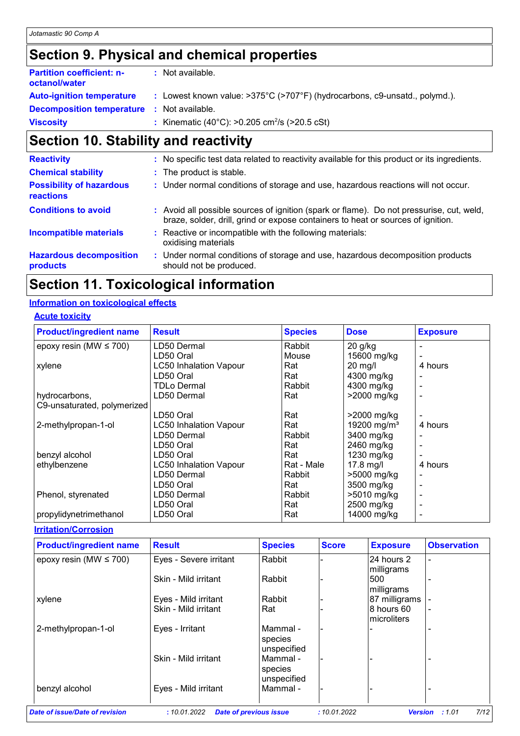## Section 9. Physical and chemical properties

| | |
|---|---|
| **Partition coefficient: n-octanol/water** | : Not available. |
| **Auto-ignition temperature** | : Lowest known value: >375°C (>707°F) (hydrocarbons, c9-unsatd., polymd.). |
| **Decomposition temperature** | : Not available. |
| **Viscosity** | : Kinematic (40°C): >0.205 $cm^2/s$ (>20.5 cSt) |

## Section 10. Stability and reactivity

| | |
|---|---|
| **Reactivity** | : No specific test data related to reactivity available for this product or its ingredients. |
| **Chemical stability** | : The product is stable. |
| **Possibility of hazardous reactions** | : Under normal conditions of storage and use, hazardous reactions will not occur. |
| **Conditions to avoid** | : Avoid all possible sources of ignition (spark or flame). Do not pressurise, cut, weld, braze, solder, drill, grind or expose containers to heat or sources of ignition. |
| **Incompatible materials** | : Reactive or incompatible with the following materials: oxidising materials |
| **Hazardous decomposition products** | : Under normal conditions of storage and use, hazardous decomposition products should not be produced. |

## Section 11. Toxicological information

### Information on toxicological effects

#### Acute toxicity

| Product/ingredient name | Result | Species | Dose | Exposure |
|---|---|---|---|---|
| epoxy resin (MW ≤ 700) | LD50 Dermal | Rabbit | 20 g/kg | - |
| | LD50 Oral | Mouse | 15600 mg/kg | - |
| xylene | LC50 Inhalation Vapour | Rat | 20 mg/l | 4 hours |
| | LD50 Oral | Rat | 4300 mg/kg | - |
| | TDLo Dermal | Rabbit | 4300 mg/kg | - |
| hydrocarbons, C9-unsaturated, polymerized | LD50 Dermal | Rat | >2000 mg/kg | - |
| | LD50 Oral | Rat | >2000 mg/kg | - |
| 2-methylpropan-1-ol | LC50 Inhalation Vapour | Rat | 19200 $mg/m^3$ | 4 hours |
| | LD50 Dermal | Rabbit | 3400 mg/kg | - |
| | LD50 Oral | Rat | 2460 mg/kg | - |
| benzyl alcohol | LD50 Oral | Rat | 1230 mg/kg | - |
| ethylbenzene | LC50 Inhalation Vapour | Rat - Male | 17.8 mg/l | 4 hours |
| | LD50 Dermal | Rabbit | >5000 mg/kg | - |
| | LD50 Oral | Rat | 3500 mg/kg | - |
| Phenol, styrenated | LD50 Dermal | Rabbit | >5010 mg/kg | - |
| | LD50 Oral | Rat | 2500 mg/kg | - |
| propylidynetrimethanol | LD50 Oral | Rat | 14000 mg/kg | - |

#### Irritation/Corrosion

| Product/ingredient name | Result | Species | Score | Exposure | Observation |
|---|---|---|---|---|---|
| epoxy resin (MW ≤ 700) | Eyes - Severe irritant | Rabbit | - | 24 hours 2 milligrams | - |
| | Skin - Mild irritant | Rabbit | - | 500 milligrams | - |
| xylene | Eyes - Mild irritant | Rabbit | - | 87 milligrams | - |
| | Skin - Mild irritant | Rat | - | 8 hours 60 microliters | - |
| 2-methylpropan-1-ol | Eyes - Irritant | Mammal - species unspecified | - | - | - |
| | Skin - Mild irritant | Mammal - species unspecified | - | - | - |
| benzyl alcohol | Eyes - Mild irritant | Mammal - | - | - | - |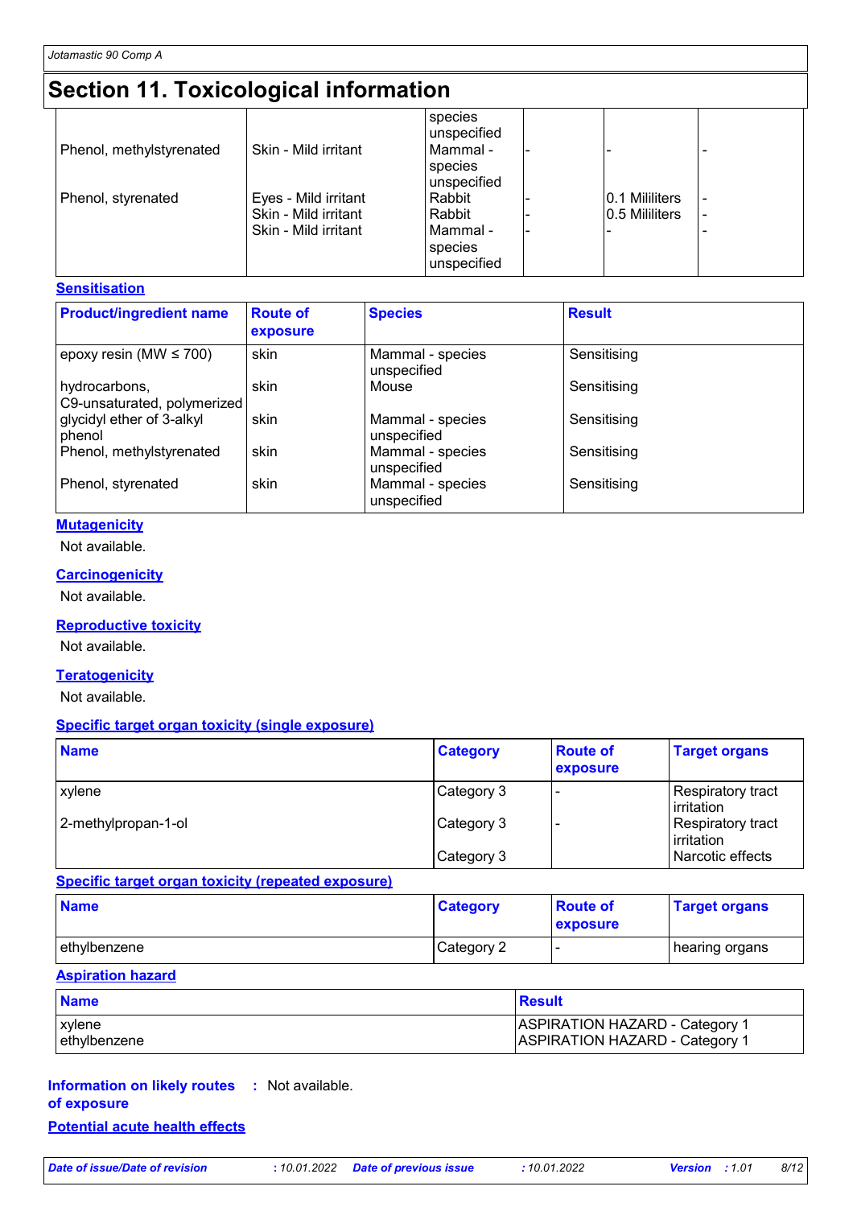# Section 11. Toxicological information

| | | | | | |
|---|---|---|---|---|---|
| | | species unspecified | | | |
| Phenol, methylstyrenated | Skin - Mild irritant | Mammal - species unspecified | - | - | - |
| Phenol, styrenated | Eyes - Mild irritant | Rabbit | - | 0.1 Mililiters | - |
| | Skin - Mild irritant | Rabbit | - | 0.5 Mililiters | - |
| | Skin - Mild irritant | Mammal - species unspecified | - | - | - |

## Sensitisation

| Product/ingredient name | Route of exposure | Species | Result |
|---|---|---|---|
| epoxy resin (MW ≤ 700) | skin | Mammal - species unspecified | Sensitising |
| hydrocarbons, C9-unsaturated, polymerized | skin | Mouse | Sensitising |
| glycidyl ether of 3-alkyl phenol | skin | Mammal - species unspecified | Sensitising |
| Phenol, methylstyrenated | skin | Mammal - species unspecified | Sensitising |
| Phenol, styrenated | skin | Mammal - species unspecified | Sensitising |

## Mutagenicity

Not available.

## Carcinogenicity

Not available.

## Reproductive toxicity

Not available.

## Teratogenicity

Not available.

## Specific target organ toxicity (single exposure)

| Name | Category | Route of exposure | Target organs |
|---|---|---|---|
| xylene | Category 3 | - | Respiratory tract irritation |
| 2-methylpropan-1-ol | Category 3 | - | Respiratory tract irritation |
| | Category 3 | | Narcotic effects |

## Specific target organ toxicity (repeated exposure)

| Name | Category | Route of exposure | Target organs |
|---|---|---|---|
| ethylbenzene | Category 2 | - | hearing organs |

## Aspiration hazard

| Name | Result |
|---|---|
| xylene | ASPIRATION HAZARD - Category 1 |
| ethylbenzene | ASPIRATION HAZARD - Category 1 |

**Information on likely routes of exposure** : Not available.

## Potential acute health effects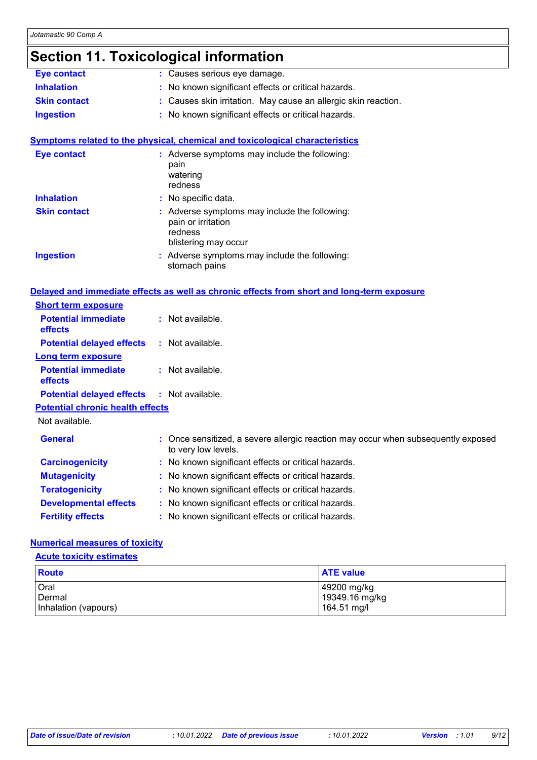## Section 11. Toxicological information

**Eye contact** : Causes serious eye damage.

**Inhalation** : No known significant effects or critical hazards.

**Skin contact** : Causes skin irritation. May cause an allergic skin reaction.

**Ingestion** : No known significant effects or critical hazards.

### Symptoms related to the physical, chemical and toxicological characteristics

**Eye contact** : Adverse symptoms may include the following:
pain
watering
redness

**Inhalation** : No specific data.

**Skin contact** : Adverse symptoms may include the following:
pain or irritation
redness
blistering may occur

**Ingestion** : Adverse symptoms may include the following:
stomach pains

### Delayed and immediate effects as well as chronic effects from short and long-term exposure

#### Short term exposure

**Potential immediate effects** : Not available.

**Potential delayed effects** : Not available.

#### Long term exposure

**Potential immediate effects** : Not available.

**Potential delayed effects** : Not available.

#### Potential chronic health effects

Not available.

**General** : Once sensitized, a severe allergic reaction may occur when subsequently exposed to very low levels.

**Carcinogenicity** : No known significant effects or critical hazards.

**Mutagenicity** : No known significant effects or critical hazards.

**Teratogenicity** : No known significant effects or critical hazards.

**Developmental effects** : No known significant effects or critical hazards.

**Fertility effects** : No known significant effects or critical hazards.

### Numerical measures of toxicity

#### Acute toxicity estimates

| Route | ATE value |
|---|---|
| Oral | 49200 mg/kg |
| Dermal | 19349.16 mg/kg |
| Inhalation (vapours) | 164.51 mg/l |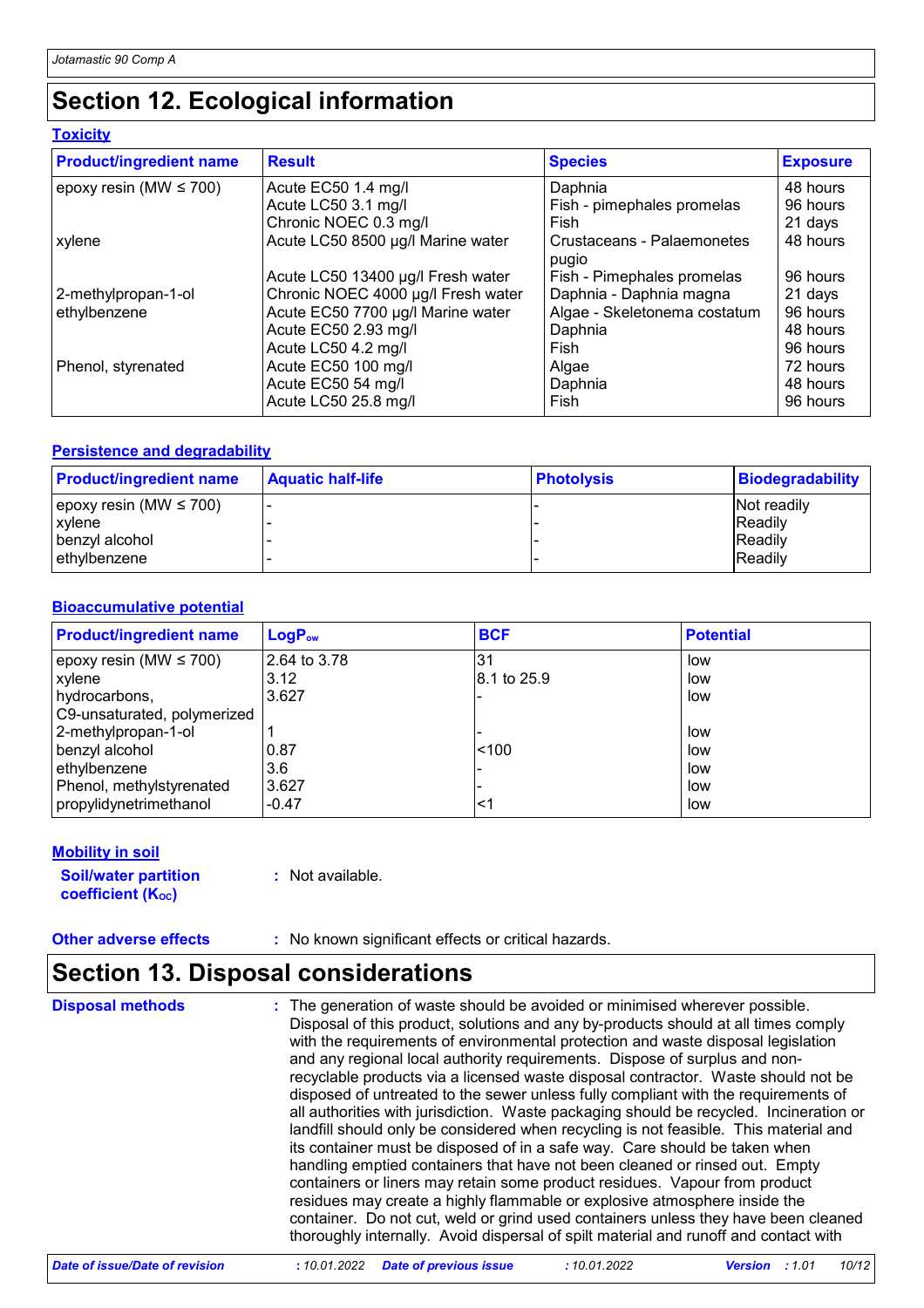# Section 12. Ecological information

### Toxicity

| Product/ingredient name | Result | Species | Exposure |
|---|---|---|---|
| epoxy resin (MW ≤ 700) | Acute EC50 1.4 mg/l | Daphnia | 48 hours |
| | Acute LC50 3.1 mg/l | Fish - pimephales promelas | 96 hours |
| | Chronic NOEC 0.3 mg/l | Fish | 21 days |
| xylene | Acute LC50 8500 µg/l Marine water | Crustaceans - Palaemonetes pugio | 48 hours |
| | Acute LC50 13400 µg/l Fresh water | Fish - Pimephales promelas | 96 hours |
| 2-methylpropan-1-ol | Chronic NOEC 4000 µg/l Fresh water | Daphnia - Daphnia magna | 21 days |
| ethylbenzene | Acute EC50 7700 µg/l Marine water | Algae - Skeletonema costatum | 96 hours |
| | Acute EC50 2.93 mg/l | Daphnia | 48 hours |
| | Acute LC50 4.2 mg/l | Fish | 96 hours |
| Phenol, styrenated | Acute EC50 100 mg/l | Algae | 72 hours |
| | Acute EC50 54 mg/l | Daphnia | 48 hours |
| | Acute LC50 25.8 mg/l | Fish | 96 hours |

### Persistence and degradability

| Product/ingredient name | Aquatic half-life | Photolysis | Biodegradability |
|---|---|---|---|
| epoxy resin (MW ≤ 700) | - | - | Not readily |
| xylene | - | - | Readily |
| benzyl alcohol | - | - | Readily |
| ethylbenzene | - | - | Readily |

### Bioaccumulative potential

| Product/ingredient name | $LogP_{ow}$ | BCF | Potential |
|---|---|---|---|
| epoxy resin (MW ≤ 700) | 2.64 to 3.78 | 31 | low |
| xylene | 3.12 | 8.1 to 25.9 | low |
| hydrocarbons, C9-unsaturated, polymerized | 3.627 | - | low |
| 2-methylpropan-1-ol | 1 | - | low |
| benzyl alcohol | 0.87 | <100 | low |
| ethylbenzene | 3.6 | - | low |
| Phenol, methylstyrenated | 3.627 | - | low |
| propylidynetrimethanol | -0.47 | <1 | low |

### Mobility in soil

**Soil/water partition coefficient ($K_{OC}$)** : Not available.

**Other adverse effects** : No known significant effects or critical hazards.

# Section 13. Disposal considerations

**Disposal methods** : The generation of waste should be avoided or minimised wherever possible. Disposal of this product, solutions and any by-products should at all times comply with the requirements of environmental protection and waste disposal legislation and any regional local authority requirements. Dispose of surplus and non-recyclable products via a licensed waste disposal contractor. Waste should not be disposed of untreated to the sewer unless fully compliant with the requirements of all authorities with jurisdiction. Waste packaging should be recycled. Incineration or landfill should only be considered when recycling is not feasible. This material and its container must be disposed of in a safe way. Care should be taken when handling emptied containers that have not been cleaned or rinsed out. Empty containers or liners may retain some product residues. Vapour from product residues may create a highly flammable or explosive atmosphere inside the container. Do not cut, weld or grind used containers unless they have been cleaned thoroughly internally. Avoid dispersal of spilt material and runoff and contact with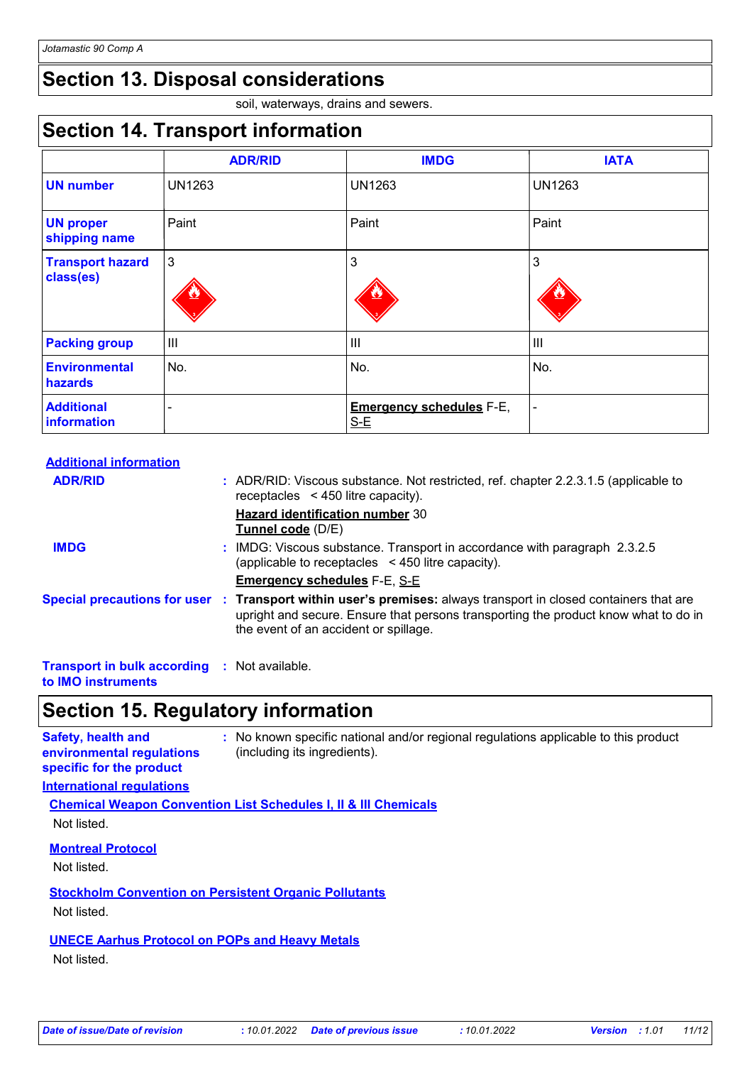## Section 13. Disposal considerations

soil, waterways, drains and sewers.

## Section 14. Transport information

| | ADR/RID | IMDG | IATA |
|---|---|---|---|
| **UN number** | UN1263 | UN1263 | UN1263 |
| **UN proper shipping name** | Paint | Paint | Paint |
| **Transport hazard class(es)** | 3 | 3 | 3 |
| **Packing group** | III | III | III |
| **Environmental hazards** | No. | No. | No. |
| **Additional information** | - | **Emergency schedules** F-E, S-E | - |

**Additional information**

**ADR/RID** : ADR/RID: Viscous substance. Not restricted, ref. chapter 2.2.3.1.5 (applicable to receptacles < 450 litre capacity).

**Hazard identification number** 30
**Tunnel code** (D/E)

**IMDG** : IMDG: Viscous substance. Transport in accordance with paragraph 2.3.2.5 (applicable to receptacles < 450 litre capacity).

**Emergency schedules** F-E, S-E

**Special precautions for user** : **Transport within user's premises:** always transport in closed containers that are upright and secure. Ensure that persons transporting the product know what to do in the event of an accident or spillage.

**Transport in bulk according to IMO instruments** : Not available.

## Section 15. Regulatory information

**Safety, health and environmental regulations specific for the product** : No known specific national and/or regional regulations applicable to this product (including its ingredients).

**International regulations**

**Chemical Weapon Convention List Schedules I, II & III Chemicals**

Not listed.

**Montreal Protocol**

Not listed.

**Stockholm Convention on Persistent Organic Pollutants**

Not listed.

**UNECE Aarhus Protocol on POPs and Heavy Metals**

Not listed.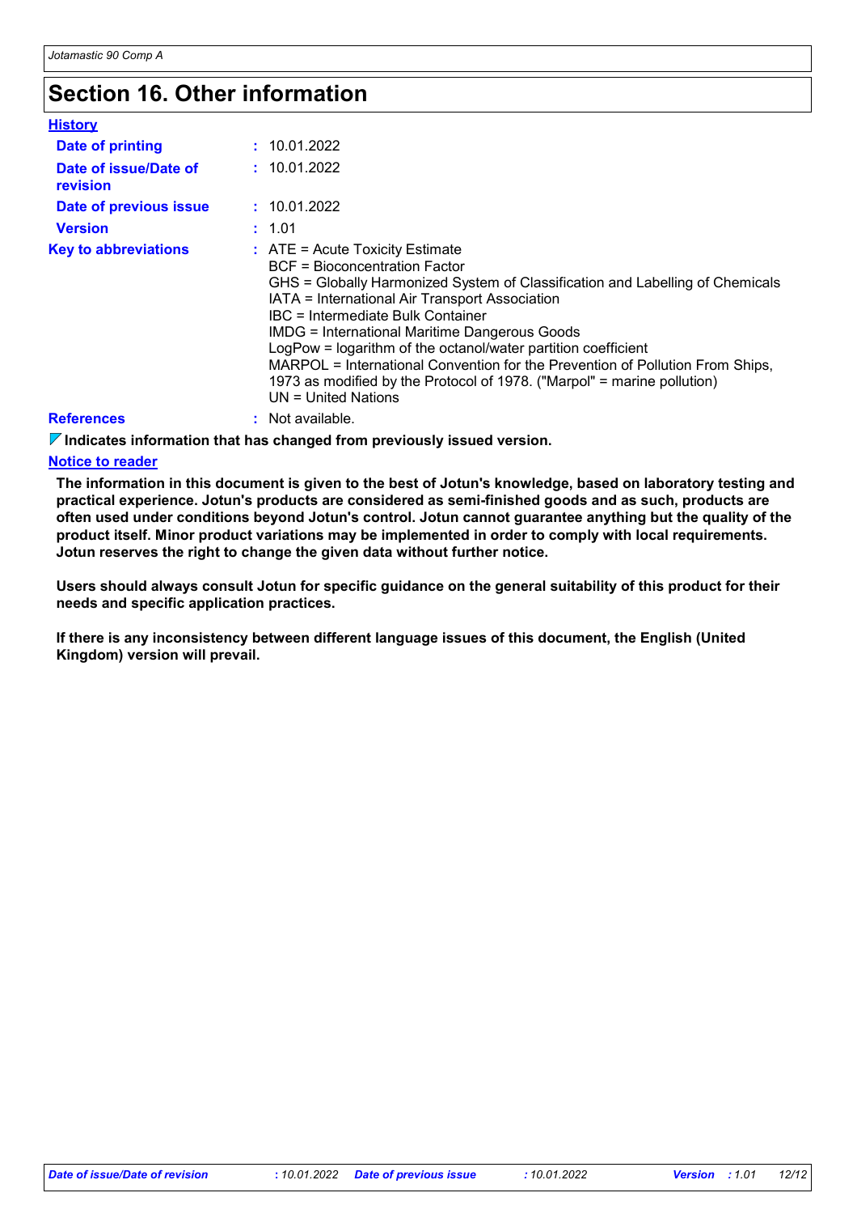# Section 16. Other information

**History**

**Date of printing** : 10.01.2022

**Date of issue/Date of revision** : 10.01.2022

**Date of previous issue** : 10.01.2022

**Version** : 1.01

**Key to abbreviations** : ATE = Acute Toxicity Estimate
BCF = Bioconcentration Factor
GHS = Globally Harmonized System of Classification and Labelling of Chemicals
IATA = International Air Transport Association
IBC = Intermediate Bulk Container
IMDG = International Maritime Dangerous Goods
LogPow = logarithm of the octanol/water partition coefficient
MARPOL = International Convention for the Prevention of Pollution From Ships, 1973 as modified by the Protocol of 1978. ("Marpol" = marine pollution)
UN = United Nations

**References** : Not available.

**Indicates information that has changed from previously issued version.**

**Notice to reader**

**The information in this document is given to the best of Jotun's knowledge, based on laboratory testing and practical experience. Jotun's products are considered as semi-finished goods and as such, products are often used under conditions beyond Jotun's control. Jotun cannot guarantee anything but the quality of the product itself. Minor product variations may be implemented in order to comply with local requirements. Jotun reserves the right to change the given data without further notice.**

**Users should always consult Jotun for specific guidance on the general suitability of this product for their needs and specific application practices.**

**If there is any inconsistency between different language issues of this document, the English (United Kingdom) version will prevail.**